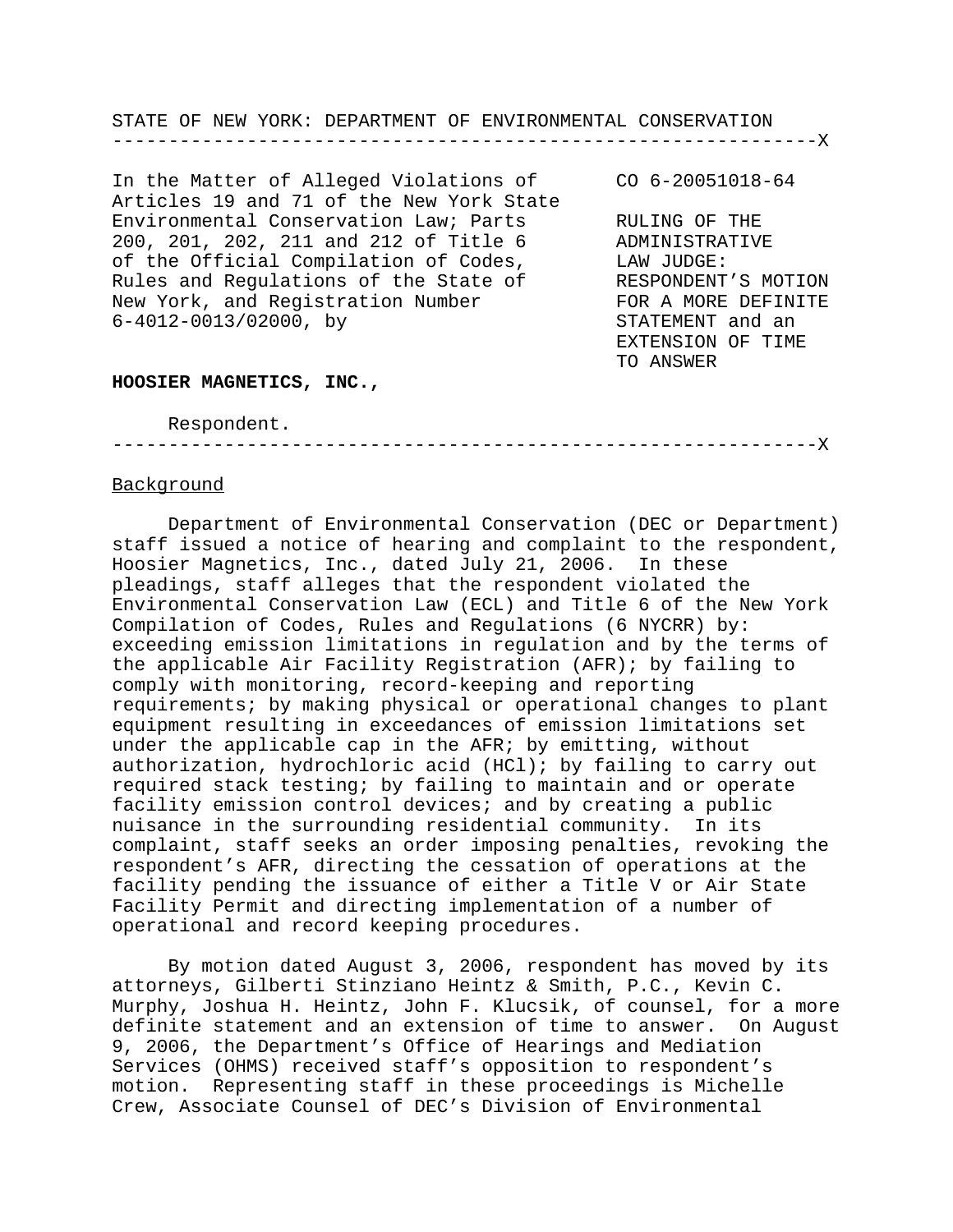STATE OF NEW YORK: DEPARTMENT OF ENVIRONMENTAL CONSERVATION

| In the Matter of Alleged Violations of Articles 19 and 71 of the New York State Environmental Conservation Law; Parts 200, 201, 202, 211 and 212 of Title 6 of the Official Compilation of Codes, Rules and Regulations of the State of New York, and Registration Number 6-4012-0013/02000, by<br><br>**HOOSIER MAGNETICS, INC.,**<br><br>Respondent. | CO 6-20051018-64<br><br>RULING OF THE ADMINISTRATIVE LAW JUDGE: RESPONDENT'S MOTION FOR A MORE DEFINITE STATEMENT and an EXTENSION OF TIME TO ANSWER |
|---|---|

## Background

Department of Environmental Conservation (DEC or Department) staff issued a notice of hearing and complaint to the respondent, Hoosier Magnetics, Inc., dated July 21, 2006. In these pleadings, staff alleges that the respondent violated the Environmental Conservation Law (ECL) and Title 6 of the New York Compilation of Codes, Rules and Regulations (6 NYCRR) by: exceeding emission limitations in regulation and by the terms of the applicable Air Facility Registration (AFR); by failing to comply with monitoring, record-keeping and reporting requirements; by making physical or operational changes to plant equipment resulting in exceedances of emission limitations set under the applicable cap in the AFR; by emitting, without authorization, hydrochloric acid (HCl); by failing to carry out required stack testing; by failing to maintain and or operate facility emission control devices; and by creating a public nuisance in the surrounding residential community. In its complaint, staff seeks an order imposing penalties, revoking the respondent's AFR, directing the cessation of operations at the facility pending the issuance of either a Title V or Air State Facility Permit and directing implementation of a number of operational and record keeping procedures.

By motion dated August 3, 2006, respondent has moved by its attorneys, Gilberti Stinziano Heintz & Smith, P.C., Kevin C. Murphy, Joshua H. Heintz, John F. Klucsik, of counsel, for a more definite statement and an extension of time to answer. On August 9, 2006, the Department's Office of Hearings and Mediation Services (OHMS) received staff's opposition to respondent's motion. Representing staff in these proceedings is Michelle Crew, Associate Counsel of DEC's Division of Environmental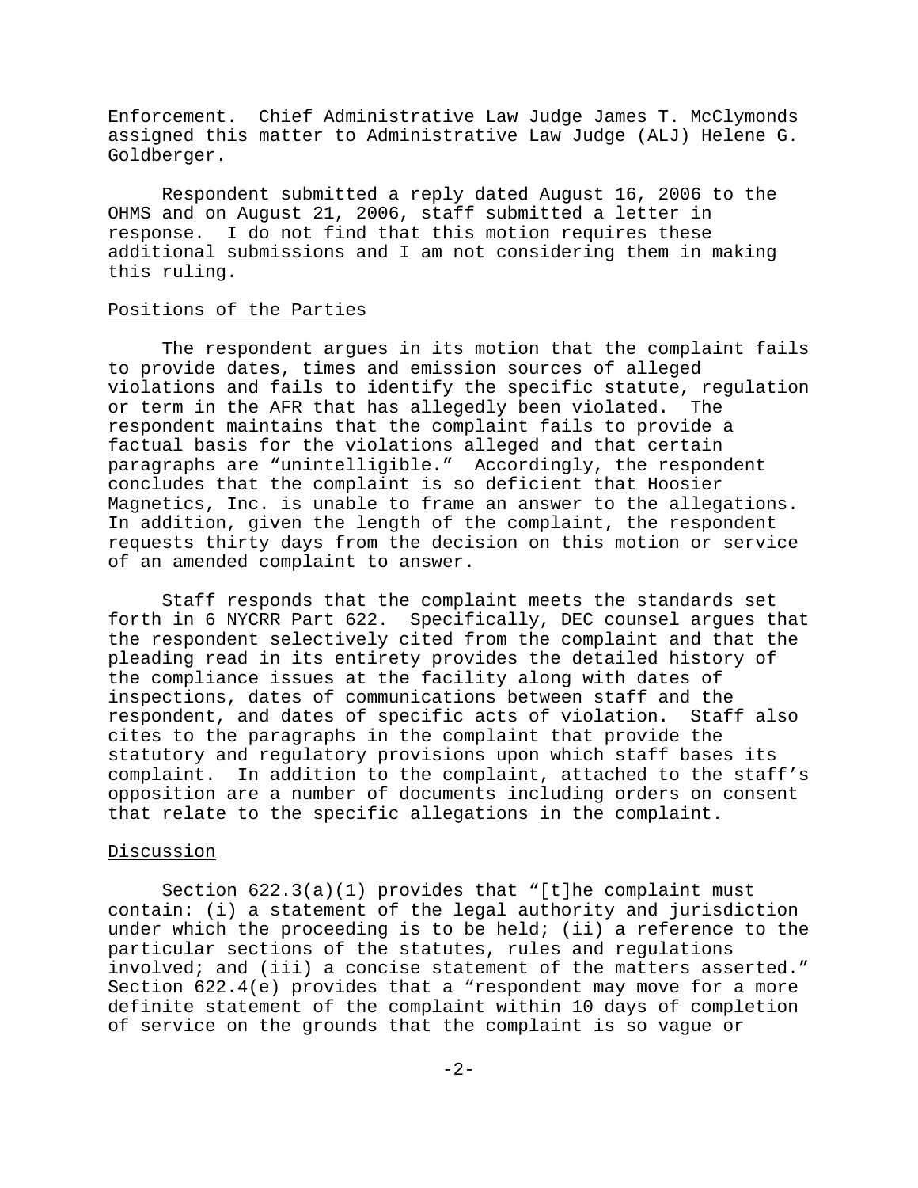Enforcement. Chief Administrative Law Judge James T. McClymonds assigned this matter to Administrative Law Judge (ALJ) Helene G. Goldberger.

Respondent submitted a reply dated August 16, 2006 to the OHMS and on August 21, 2006, staff submitted a letter in response. I do not find that this motion requires these additional submissions and I am not considering them in making this ruling.

Positions of the Parties

The respondent argues in its motion that the complaint fails to provide dates, times and emission sources of alleged violations and fails to identify the specific statute, regulation or term in the AFR that has allegedly been violated. The respondent maintains that the complaint fails to provide a factual basis for the violations alleged and that certain paragraphs are "unintelligible." Accordingly, the respondent concludes that the complaint is so deficient that Hoosier Magnetics, Inc. is unable to frame an answer to the allegations. In addition, given the length of the complaint, the respondent requests thirty days from the decision on this motion or service of an amended complaint to answer.

Staff responds that the complaint meets the standards set forth in 6 NYCRR Part 622. Specifically, DEC counsel argues that the respondent selectively cited from the complaint and that the pleading read in its entirety provides the detailed history of the compliance issues at the facility along with dates of inspections, dates of communications between staff and the respondent, and dates of specific acts of violation. Staff also cites to the paragraphs in the complaint that provide the statutory and regulatory provisions upon which staff bases its complaint. In addition to the complaint, attached to the staff's opposition are a number of documents including orders on consent that relate to the specific allegations in the complaint.

Discussion

Section 622.3(a)(1) provides that "[t]he complaint must contain: (i) a statement of the legal authority and jurisdiction under which the proceeding is to be held; (ii) a reference to the particular sections of the statutes, rules and regulations involved; and (iii) a concise statement of the matters asserted." Section 622.4(e) provides that a "respondent may move for a more definite statement of the complaint within 10 days of completion of service on the grounds that the complaint is so vague or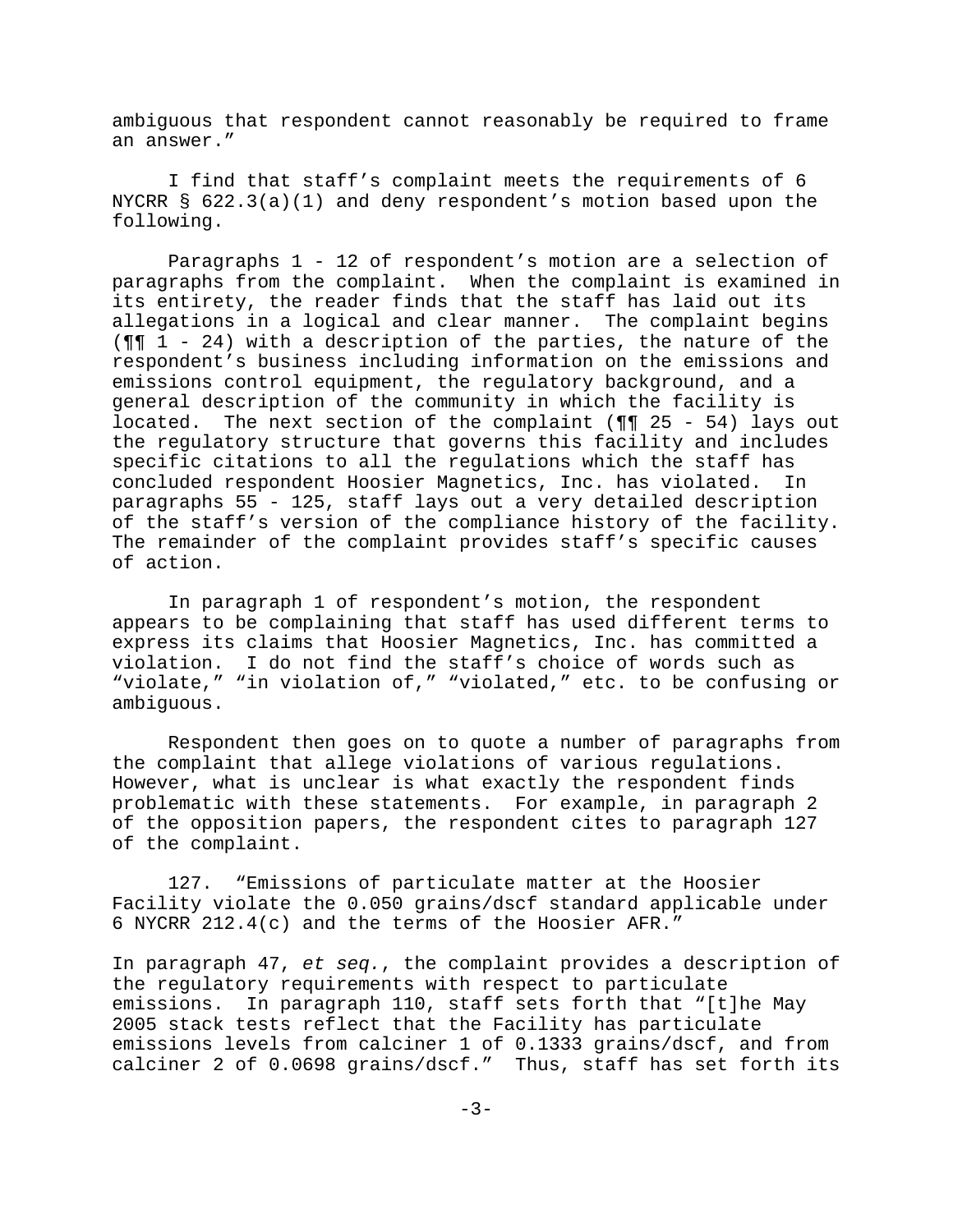ambiguous that respondent cannot reasonably be required to frame an answer."

I find that staff's complaint meets the requirements of 6 NYCRR § 622.3(a)(1) and deny respondent's motion based upon the following.

Paragraphs 1 - 12 of respondent's motion are a selection of paragraphs from the complaint. When the complaint is examined in its entirety, the reader finds that the staff has laid out its allegations in a logical and clear manner. The complaint begins (¶¶ 1 - 24) with a description of the parties, the nature of the respondent's business including information on the emissions and emissions control equipment, the regulatory background, and a general description of the community in which the facility is located. The next section of the complaint (¶¶ 25 - 54) lays out the regulatory structure that governs this facility and includes specific citations to all the regulations which the staff has concluded respondent Hoosier Magnetics, Inc. has violated. In paragraphs 55 - 125, staff lays out a very detailed description of the staff's version of the compliance history of the facility. The remainder of the complaint provides staff's specific causes of action.

In paragraph 1 of respondent's motion, the respondent appears to be complaining that staff has used different terms to express its claims that Hoosier Magnetics, Inc. has committed a violation. I do not find the staff's choice of words such as "violate," "in violation of," "violated," etc. to be confusing or ambiguous.

Respondent then goes on to quote a number of paragraphs from the complaint that allege violations of various regulations. However, what is unclear is what exactly the respondent finds problematic with these statements. For example, in paragraph 2 of the opposition papers, the respondent cites to paragraph 127 of the complaint.

127. "Emissions of particulate matter at the Hoosier Facility violate the 0.050 grains/dscf standard applicable under 6 NYCRR 212.4(c) and the terms of the Hoosier AFR."

In paragraph 47, *et seq.*, the complaint provides a description of the regulatory requirements with respect to particulate emissions. In paragraph 110, staff sets forth that "[t]he May 2005 stack tests reflect that the Facility has particulate emissions levels from calciner 1 of 0.1333 grains/dscf, and from calciner 2 of 0.0698 grains/dscf." Thus, staff has set forth its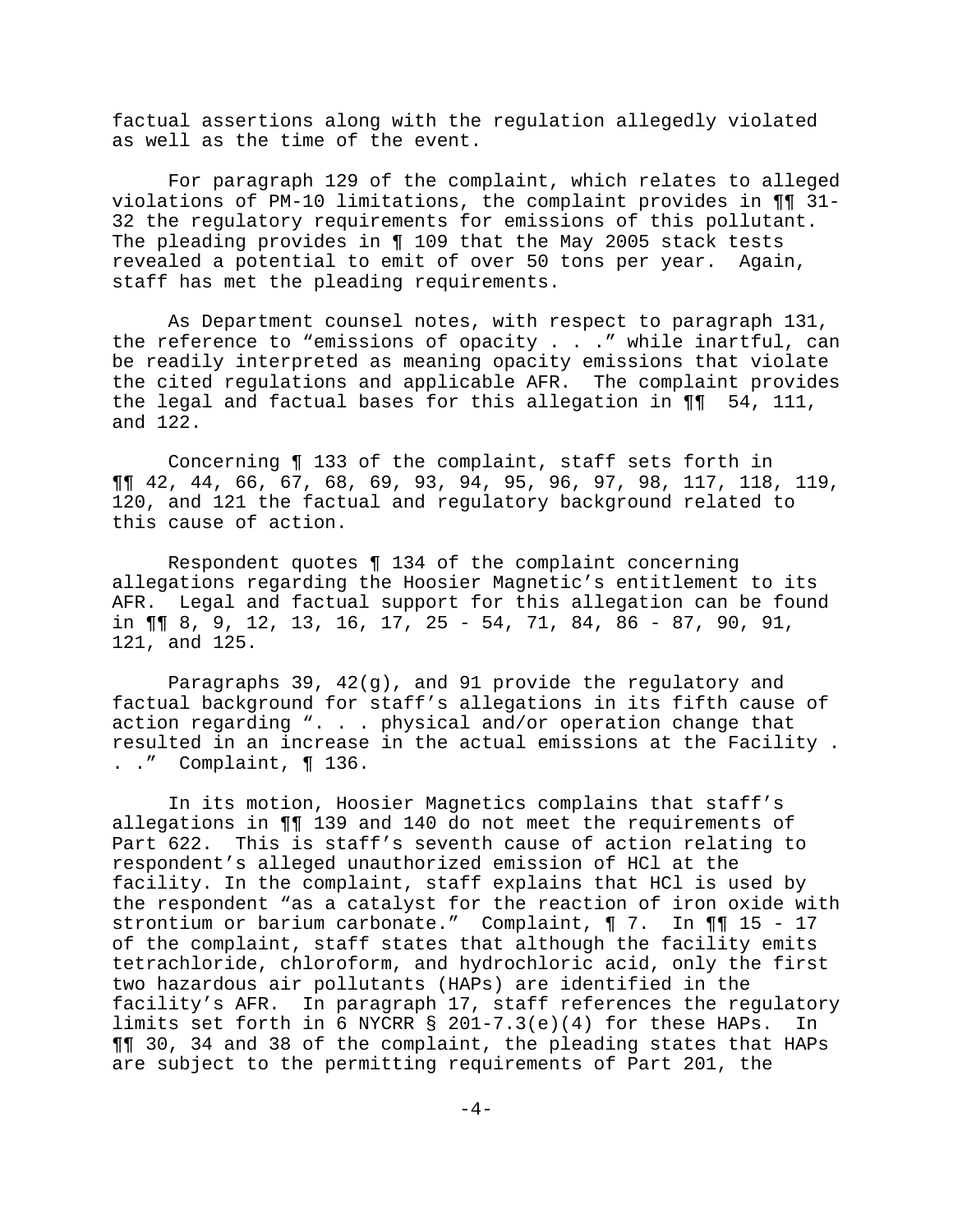factual assertions along with the regulation allegedly violated as well as the time of the event.

For paragraph 129 of the complaint, which relates to alleged violations of PM-10 limitations, the complaint provides in ¶¶ 31-32 the regulatory requirements for emissions of this pollutant. The pleading provides in ¶ 109 that the May 2005 stack tests revealed a potential to emit of over 50 tons per year. Again, staff has met the pleading requirements.

As Department counsel notes, with respect to paragraph 131, the reference to "emissions of opacity . . ." while inartful, can be readily interpreted as meaning opacity emissions that violate the cited regulations and applicable AFR. The complaint provides the legal and factual bases for this allegation in ¶¶ 54, 111, and 122.

Concerning ¶ 133 of the complaint, staff sets forth in ¶¶ 42, 44, 66, 67, 68, 69, 93, 94, 95, 96, 97, 98, 117, 118, 119, 120, and 121 the factual and regulatory background related to this cause of action.

Respondent quotes ¶ 134 of the complaint concerning allegations regarding the Hoosier Magnetic's entitlement to its AFR. Legal and factual support for this allegation can be found in ¶¶ 8, 9, 12, 13, 16, 17, 25 - 54, 71, 84, 86 - 87, 90, 91, 121, and 125.

Paragraphs 39, 42(g), and 91 provide the regulatory and factual background for staff's allegations in its fifth cause of action regarding ". . . physical and/or operation change that resulted in an increase in the actual emissions at the Facility . . ." Complaint, ¶ 136.

In its motion, Hoosier Magnetics complains that staff's allegations in ¶¶ 139 and 140 do not meet the requirements of Part 622. This is staff's seventh cause of action relating to respondent's alleged unauthorized emission of HCl at the facility. In the complaint, staff explains that HCl is used by the respondent "as a catalyst for the reaction of iron oxide with strontium or barium carbonate." Complaint, ¶ 7. In ¶¶ 15 - 17 of the complaint, staff states that although the facility emits tetrachloride, chloroform, and hydrochloric acid, only the first two hazardous air pollutants (HAPs) are identified in the facility's AFR. In paragraph 17, staff references the regulatory limits set forth in 6 NYCRR § 201-7.3(e)(4) for these HAPs. In ¶¶ 30, 34 and 38 of the complaint, the pleading states that HAPs are subject to the permitting requirements of Part 201, the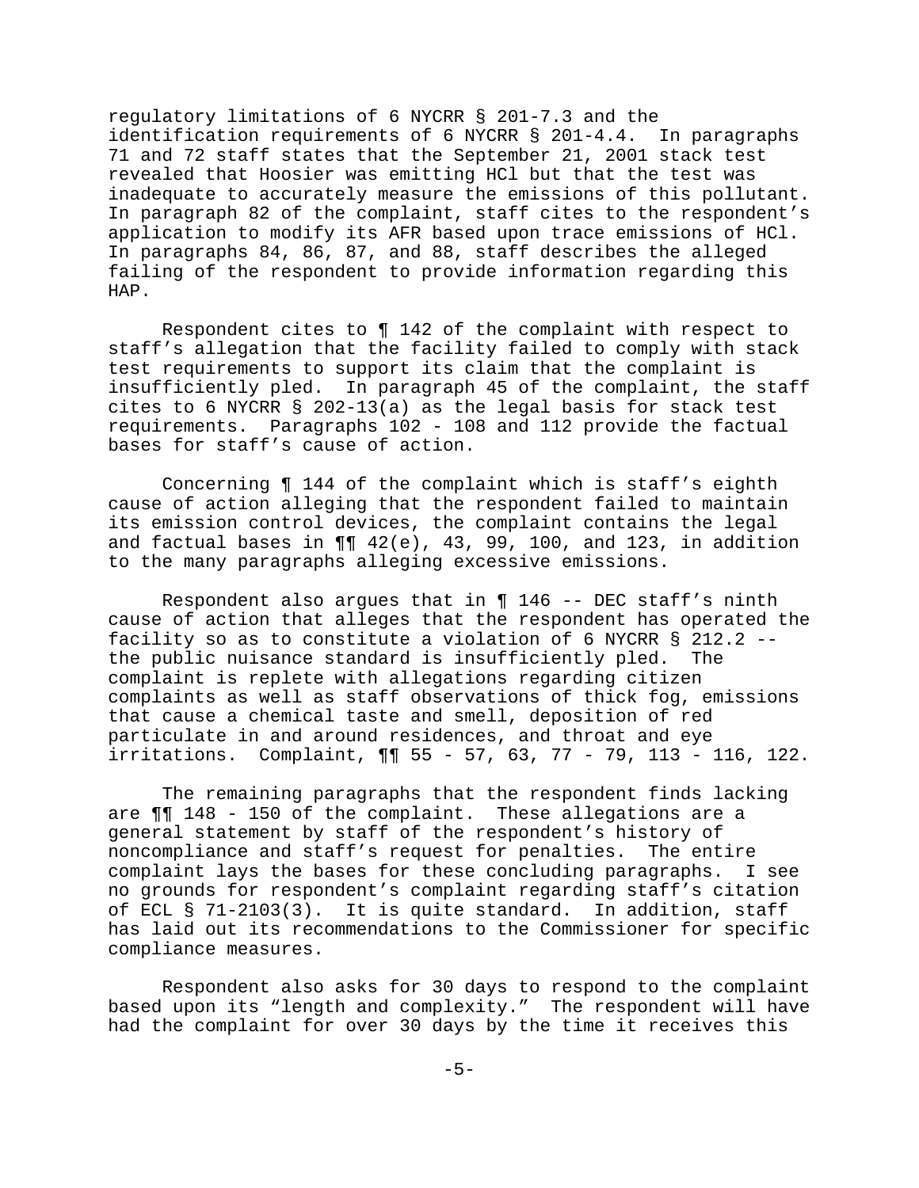regulatory limitations of 6 NYCRR § 201-7.3 and the identification requirements of 6 NYCRR § 201-4.4. In paragraphs 71 and 72 staff states that the September 21, 2001 stack test revealed that Hoosier was emitting HCl but that the test was inadequate to accurately measure the emissions of this pollutant. In paragraph 82 of the complaint, staff cites to the respondent's application to modify its AFR based upon trace emissions of HCl. In paragraphs 84, 86, 87, and 88, staff describes the alleged failing of the respondent to provide information regarding this HAP.

Respondent cites to ¶ 142 of the complaint with respect to staff's allegation that the facility failed to comply with stack test requirements to support its claim that the complaint is insufficiently pled. In paragraph 45 of the complaint, the staff cites to 6 NYCRR § 202-13(a) as the legal basis for stack test requirements. Paragraphs 102 - 108 and 112 provide the factual bases for staff's cause of action.

Concerning ¶ 144 of the complaint which is staff's eighth cause of action alleging that the respondent failed to maintain its emission control devices, the complaint contains the legal and factual bases in ¶¶ 42(e), 43, 99, 100, and 123, in addition to the many paragraphs alleging excessive emissions.

Respondent also argues that in ¶ 146 -- DEC staff's ninth cause of action that alleges that the respondent has operated the facility so as to constitute a violation of 6 NYCRR § 212.2 -- the public nuisance standard is insufficiently pled. The complaint is replete with allegations regarding citizen complaints as well as staff observations of thick fog, emissions that cause a chemical taste and smell, deposition of red particulate in and around residences, and throat and eye irritations. Complaint, ¶¶ 55 - 57, 63, 77 - 79, 113 - 116, 122.

The remaining paragraphs that the respondent finds lacking are ¶¶ 148 - 150 of the complaint. These allegations are a general statement by staff of the respondent's history of noncompliance and staff's request for penalties. The entire complaint lays the bases for these concluding paragraphs. I see no grounds for respondent's complaint regarding staff's citation of ECL § 71-2103(3). It is quite standard. In addition, staff has laid out its recommendations to the Commissioner for specific compliance measures.

Respondent also asks for 30 days to respond to the complaint based upon its "length and complexity." The respondent will have had the complaint for over 30 days by the time it receives this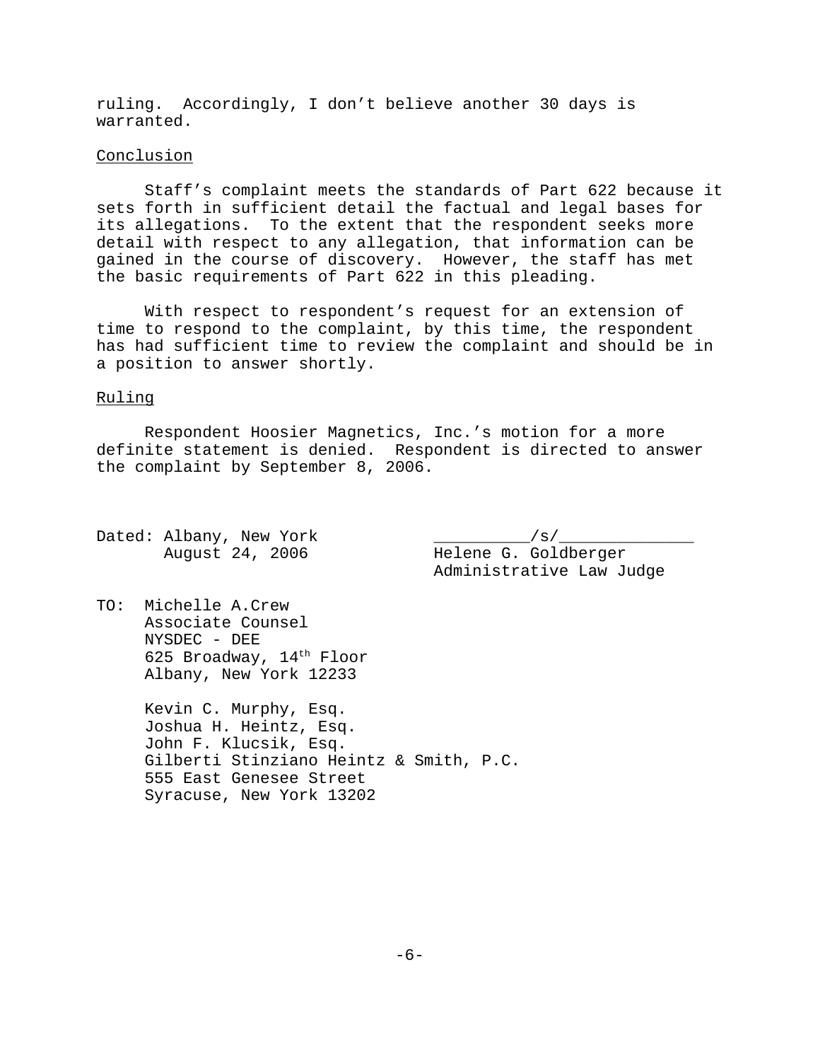ruling. Accordingly, I don't believe another 30 days is warranted.

Conclusion

Staff's complaint meets the standards of Part 622 because it sets forth in sufficient detail the factual and legal bases for its allegations. To the extent that the respondent seeks more detail with respect to any allegation, that information can be gained in the course of discovery. However, the staff has met the basic requirements of Part 622 in this pleading.

With respect to respondent's request for an extension of time to respond to the complaint, by this time, the respondent has had sufficient time to review the complaint and should be in a position to answer shortly.

Ruling

Respondent Hoosier Magnetics, Inc.'s motion for a more definite statement is denied. Respondent is directed to answer the complaint by September 8, 2006.

Dated: Albany, New York
August 24, 2006

__________/s/______________
Helene G. Goldberger
Administrative Law Judge

TO: Michelle A.Crew
Associate Counsel
NYSDEC - DEE
625 Broadway, 14th Floor
Albany, New York 12233

Kevin C. Murphy, Esq.
Joshua H. Heintz, Esq.
John F. Klucsik, Esq.
Gilberti Stinziano Heintz & Smith, P.C.
555 East Genesee Street
Syracuse, New York 13202